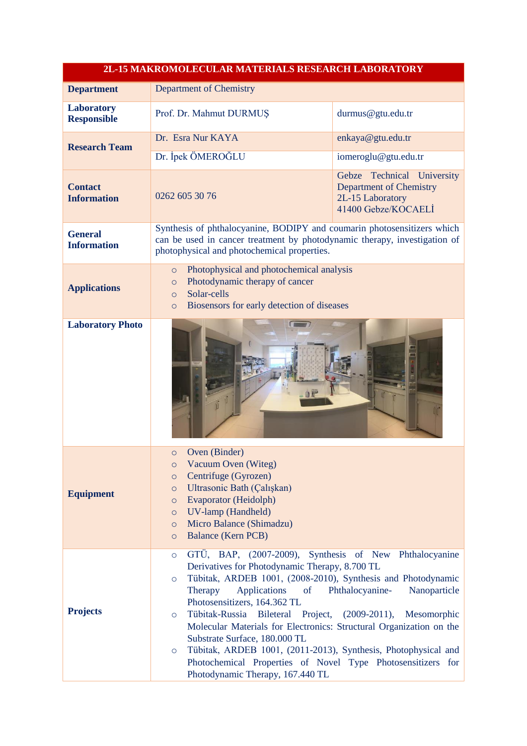| 2L-15 MAKROMOLECULAR MATERIALS RESEARCH LABORATORY | | |
|---|---|---|
| **Department** | Department of Chemistry | |
| **Laboratory Responsible** | Prof. Dr. Mahmut DURMUŞ | durmus@gtu.edu.tr |
| **Research Team** | Dr. Esra Nur KAYA | enkaya@gtu.edu.tr |
| | Dr. İpek ÖMEROĞLU | iomeroglu@gtu.edu.tr |
| **Contact Information** | 0262 605 30 76 | Gebze Technical University Department of Chemistry 2L-15 Laboratory 41400 Gebze/KOCAELİ |
| **General Information** | Synthesis of phthalocyanine, BODIPY and coumarin photosensitizers which can be used in cancer treatment by photodynamic therapy, investigation of photophysical and photochemical properties. | |
| **Applications** | ○ Photophysical and photochemical analysis<br>○ Photodynamic therapy of cancer<br>○ Solar-cells<br>○ Biosensors for early detection of diseases | |
| **Laboratory Photo** | | |
| **Equipment** | ○ Oven (Binder)<br>○ Vacuum Oven (Witeg)<br>○ Centrifuge (Gyrozen)<br>○ Ultrasonic Bath (Çalışkan)<br>○ Evaporator (Heidolph)<br>○ UV-lamp (Handheld)<br>○ Micro Balance (Shimadzu)<br>○ Balance (Kern PCB) | |
| **Projects** | ○ GTÜ, BAP, (2007-2009), Synthesis of New Phthalocyanine Derivatives for Photodynamic Therapy, 8.700 TL<br>○ Tübitak, ARDEB 1001, (2008-2010), Synthesis and Photodynamic Therapy Applications of Phthalocyanine- Nanoparticle Photosensitizers, 164.362 TL<br>○ Tübitak-Russia Bileteral Project, (2009-2011), Mesomorphic Molecular Materials for Electronics: Structural Organization on the Substrate Surface, 180.000 TL<br>○ Tübitak, ARDEB 1001, (2011-2013), Synthesis, Photophysical and Photochemical Properties of Novel Type Photosensitizers for Photodynamic Therapy, 167.440 TL | |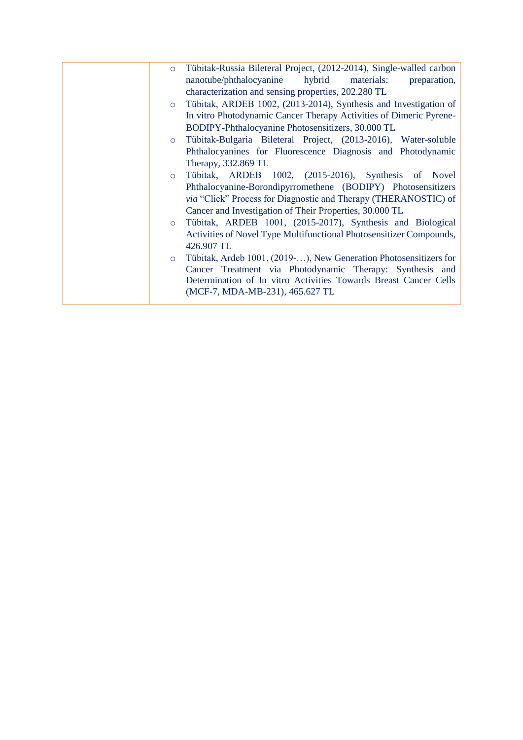| | |
|---|---|
| | - Tübitak-Russia Bileteral Project, (2012-2014), Single-walled carbon nanotube/phthalocyanine hybrid materials: preparation, characterization and sensing properties, 202.280 TL<br>- Tübitak, ARDEB 1002, (2013-2014), Synthesis and Investigation of In vitro Photodynamic Cancer Therapy Activities of Dimeric Pyrene-BODIPY-Phthalocyanine Photosensitizers, 30.000 TL<br>- Tübitak-Bulgaria Bileteral Project, (2013-2016), Water-soluble Phthalocyanines for Fluorescence Diagnosis and Photodynamic Therapy, 332.869 TL<br>- Tübitak, ARDEB 1002, (2015-2016), Synthesis of Novel Phthalocyanine-Borondipyrromethene (BODIPY) Photosensitizers *via* "Click" Process for Diagnostic and Therapy (THERANOSTIC) of Cancer and Investigation of Their Properties, 30.000 TL<br>- Tübitak, ARDEB 1001, (2015-2017), Synthesis and Biological Activities of Novel Type Multifunctional Photosensitizer Compounds, 426.907 TL<br>- Tübitak, Ardeb 1001, (2019-…), New Generation Photosensitizers for Cancer Treatment via Photodynamic Therapy: Synthesis and Determination of In vitro Activities Towards Breast Cancer Cells (MCF-7, MDA-MB-231), 465.627 TL |